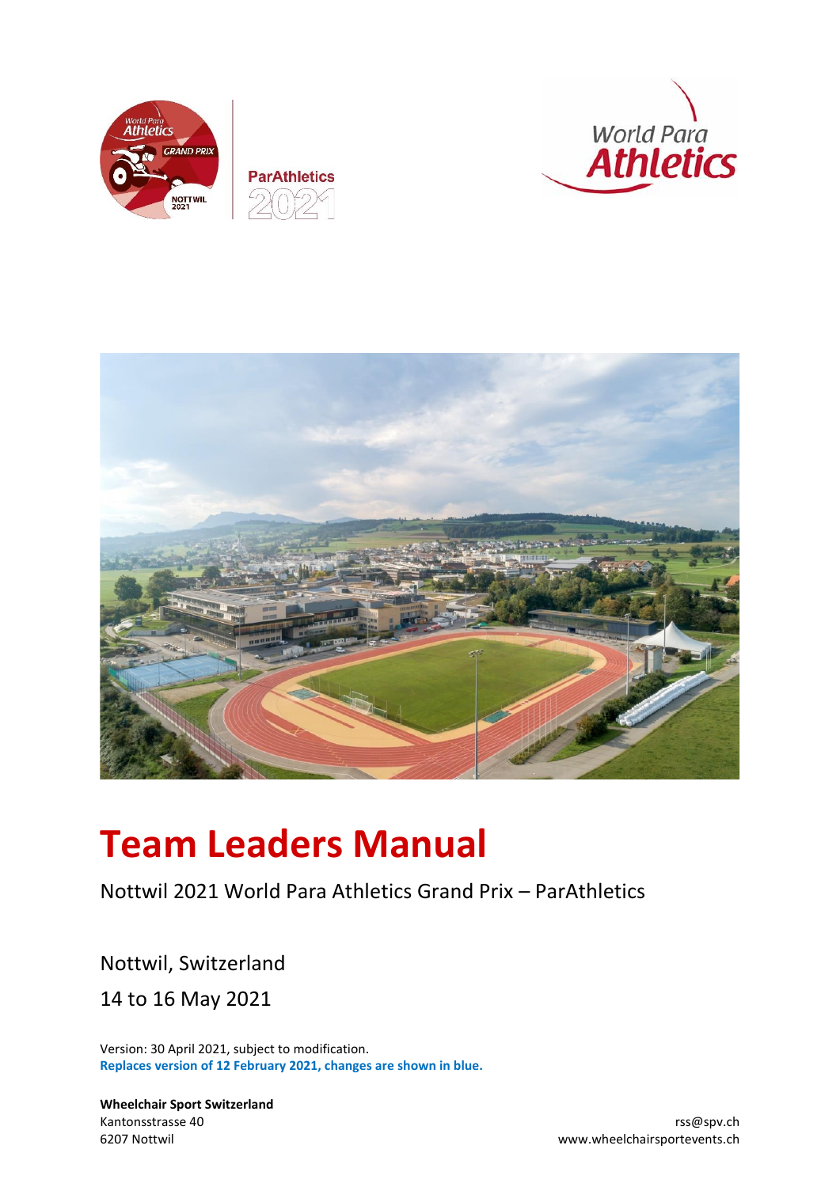# Team Leaders Manual

Nottwil 2021 World Para Athletics Grand Prix – ParAthletics

Nottwil, Switzerland

14 to 16 May 2021

Version: 30 April 2021, subject to modification.
**Replaces version of 12 February 2021, changes are shown in blue.**

**Wheelchair Sport Switzerland**
Kantonsstrasse 40
6207 Nottwil

rss@spv.ch
www.wheelchairsportevents.ch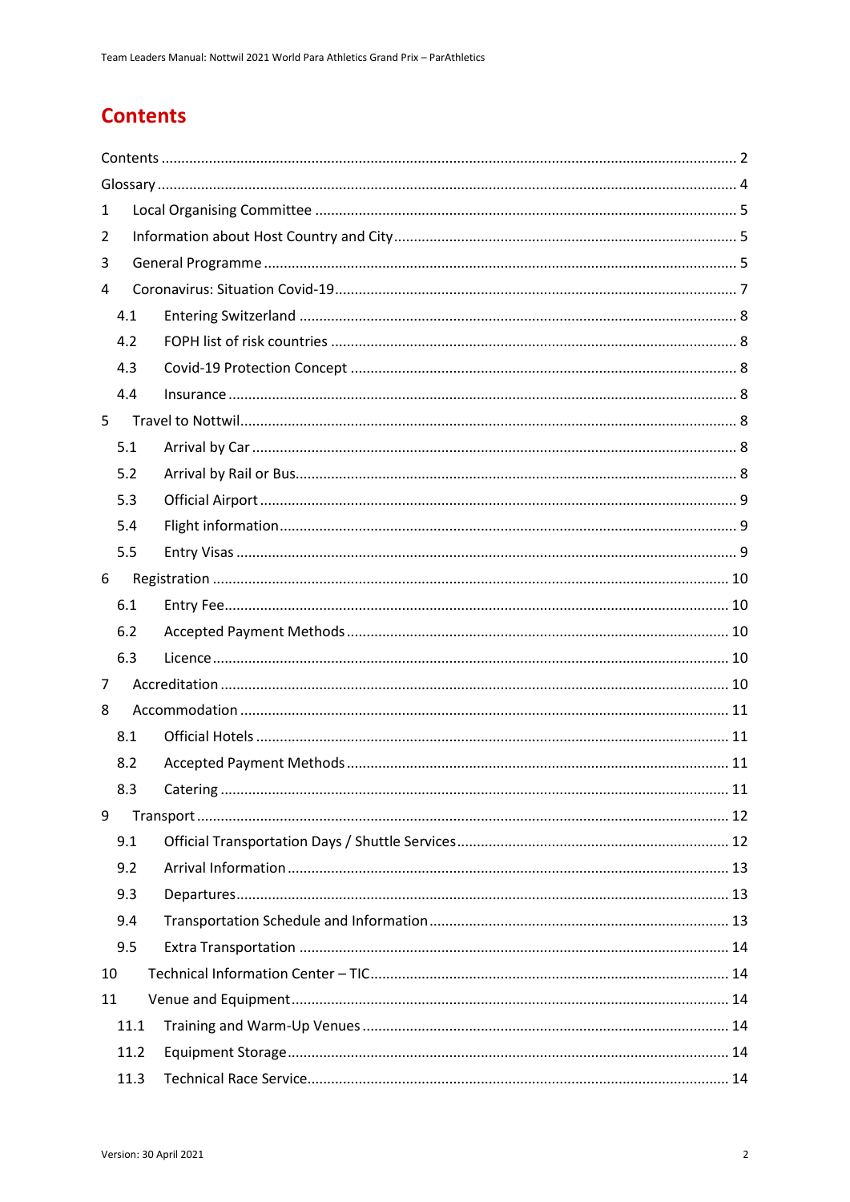# Contents

Contents ........................................................................................................................ 2
Glossary ......................................................................................................................... 4
1 Local Organising Committee ........................................................................................ 5
2 Information about Host Country and City ..................................................................... 5
3 General Programme ...................................................................................................... 5
4 Coronavirus: Situation Covid-19 ................................................................................... 7
  4.1 Entering Switzerland ............................................................................................... 8
  4.2 FOPH list of risk countries ...................................................................................... 8
  4.3 Covid-19 Protection Concept ................................................................................... 8
  4.4 Insurance ................................................................................................................ 8
5 Travel to Nottwil ........................................................................................................... 8
  5.1 Arrival by Car .......................................................................................................... 8
  5.2 Arrival by Rail or Bus ............................................................................................... 8
  5.3 Official Airport ......................................................................................................... 9
  5.4 Flight information .................................................................................................... 9
  5.5 Entry Visas .............................................................................................................. 9
6 Registration ................................................................................................................. 10
  6.1 Entry Fee ................................................................................................................ 10
  6.2 Accepted Payment Methods ................................................................................... 10
  6.3 Licence .................................................................................................................. 10
7 Accreditation ............................................................................................................... 10
8 Accommodation ........................................................................................................... 11
  8.1 Official Hotels ......................................................................................................... 11
  8.2 Accepted Payment Methods ................................................................................... 11
  8.3 Catering ................................................................................................................. 11
9 Transport ..................................................................................................................... 12
  9.1 Official Transportation Days / Shuttle Services ...................................................... 12
  9.2 Arrival Information ................................................................................................. 13
  9.3 Departures ............................................................................................................. 13
  9.4 Transportation Schedule and Information .............................................................. 13
  9.5 Extra Transportation .............................................................................................. 14
10 Technical Information Center – TIC ........................................................................... 14
11 Venue and Equipment ................................................................................................ 14
  11.1 Training and Warm-Up Venues ............................................................................ 14
  11.2 Equipment Storage ............................................................................................... 14
  11.3 Technical Race Service ......................................................................................... 14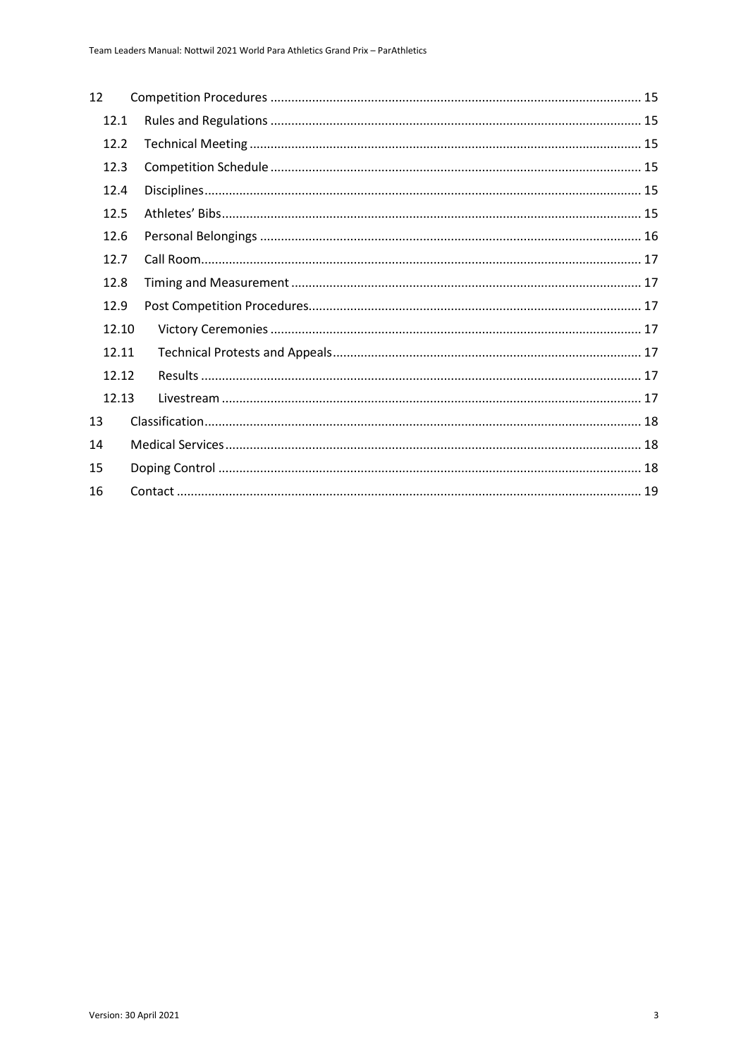12 Competition Procedures ........................................................................................................ 15

12.1 Rules and Regulations ........................................................................................................ 15

12.2 Technical Meeting ............................................................................................................... 15

12.3 Competition Schedule ......................................................................................................... 15

12.4 Disciplines ........................................................................................................................... 15

12.5 Athletes' Bibs ....................................................................................................................... 15

12.6 Personal Belongings ............................................................................................................ 16

12.7 Call Room ............................................................................................................................ 17

12.8 Timing and Measurement .................................................................................................... 17

12.9 Post Competition Procedures .............................................................................................. 17

12.10 Victory Ceremonies ........................................................................................................... 17

12.11 Technical Protests and Appeals ......................................................................................... 17

12.12 Results .............................................................................................................................. 17

12.13 Livestream ........................................................................................................................ 17

13 Classification ............................................................................................................................ 18

14 Medical Services ...................................................................................................................... 18

15 Doping Control ......................................................................................................................... 18

16 Contact ..................................................................................................................................... 19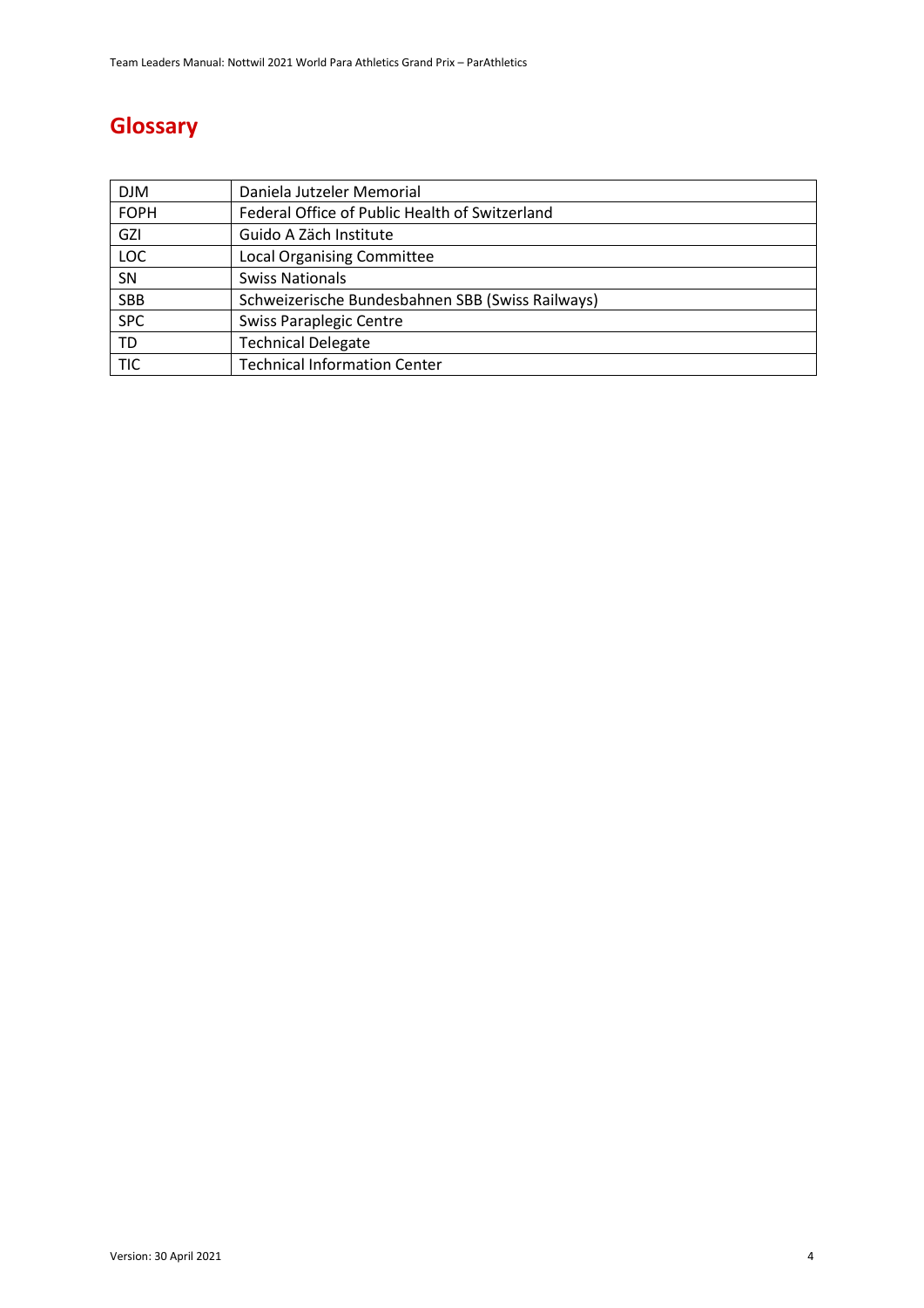# Glossary

| | |
|---|---|
| DJM | Daniela Jutzeler Memorial |
| FOPH | Federal Office of Public Health of Switzerland |
| GZI | Guido A Zäch Institute |
| LOC | Local Organising Committee |
| SN | Swiss Nationals |
| SBB | Schweizerische Bundesbahnen SBB (Swiss Railways) |
| SPC | Swiss Paraplegic Centre |
| TD | Technical Delegate |
| TIC | Technical Information Center |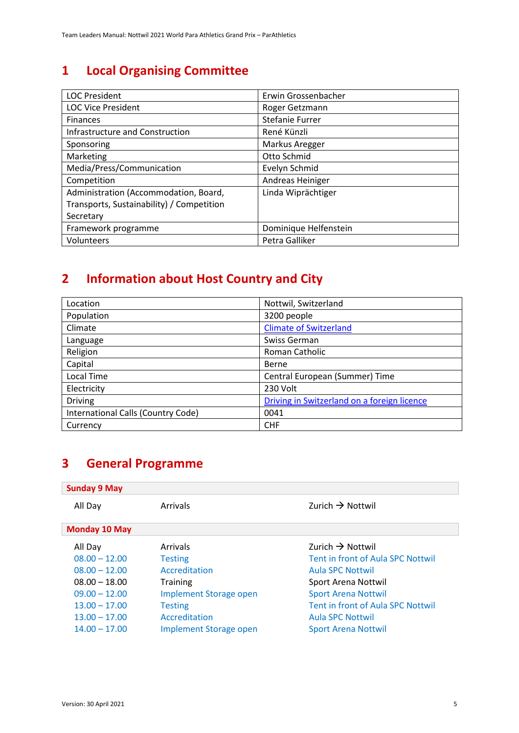# 1 Local Organising Committee

| | |
|---|---|
| LOC President | Erwin Grossenbacher |
| LOC Vice President | Roger Getzmann |
| Finances | Stefanie Furrer |
| Infrastructure and Construction | René Künzli |
| Sponsoring | Markus Aregger |
| Marketing | Otto Schmid |
| Media/Press/Communication | Evelyn Schmid |
| Competition | Andreas Heiniger |
| Administration (Accommodation, Board, Transports, Sustainability) / Competition Secretary | Linda Wiprächtiger |
| Framework programme | Dominique Helfenstein |
| Volunteers | Petra Galliker |

# 2 Information about Host Country and City

| | |
|---|---|
| Location | Nottwil, Switzerland |
| Population | 3200 people |
| Climate | Climate of Switzerland |
| Language | Swiss German |
| Religion | Roman Catholic |
| Capital | Berne |
| Local Time | Central European (Summer) Time |
| Electricity | 230 Volt |
| Driving | Driving in Switzerland on a foreign licence |
| International Calls (Country Code) | 0041 |
| Currency | CHF |

# 3 General Programme

**Sunday 9 May**

| | | |
|---|---|---|
| All Day | Arrivals | Zurich → Nottwil |

**Monday 10 May**

| | | |
|---|---|---|
| All Day | Arrivals | Zurich → Nottwil |
| 08.00 – 12.00 | Testing | Tent in front of Aula SPC Nottwil |
| 08.00 – 12.00 | Accreditation | Aula SPC Nottwil |
| 08.00 – 18.00 | Training | Sport Arena Nottwil |
| 09.00 – 12.00 | Implement Storage open | Sport Arena Nottwil |
| 13.00 – 17.00 | Testing | Tent in front of Aula SPC Nottwil |
| 13.00 – 17.00 | Accreditation | Aula SPC Nottwil |
| 14.00 – 17.00 | Implement Storage open | Sport Arena Nottwil |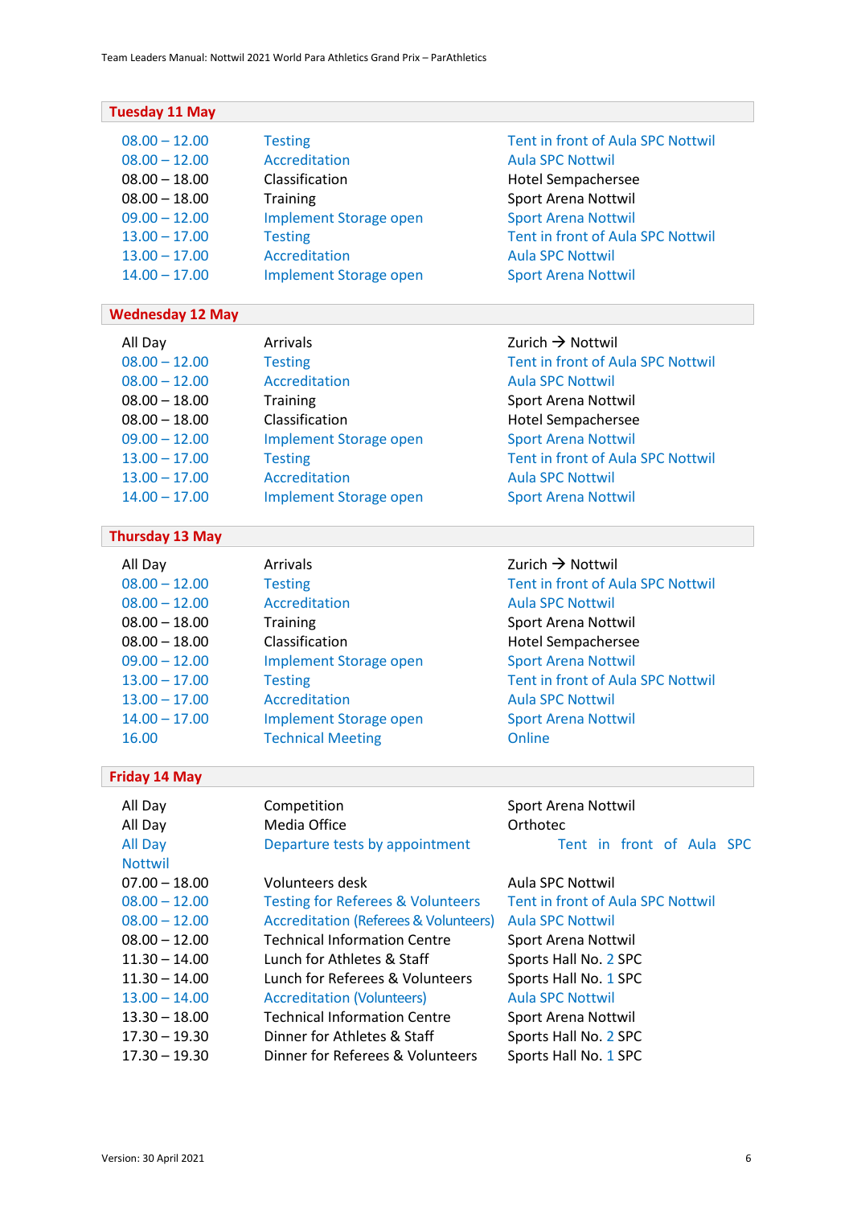## Tuesday 11 May

| | | |
|---|---|---|
| 08.00 – 12.00 | Testing | Tent in front of Aula SPC Nottwil |
| 08.00 – 12.00 | Accreditation | Aula SPC Nottwil |
| 08.00 – 18.00 | Classification | Hotel Sempachersee |
| 08.00 – 18.00 | Training | Sport Arena Nottwil |
| 09.00 – 12.00 | Implement Storage open | Sport Arena Nottwil |
| 13.00 – 17.00 | Testing | Tent in front of Aula SPC Nottwil |
| 13.00 – 17.00 | Accreditation | Aula SPC Nottwil |
| 14.00 – 17.00 | Implement Storage open | Sport Arena Nottwil |

## Wednesday 12 May

| | | |
|---|---|---|
| All Day | Arrivals | Zurich → Nottwil |
| 08.00 – 12.00 | Testing | Tent in front of Aula SPC Nottwil |
| 08.00 – 12.00 | Accreditation | Aula SPC Nottwil |
| 08.00 – 18.00 | Training | Sport Arena Nottwil |
| 08.00 – 18.00 | Classification | Hotel Sempachersee |
| 09.00 – 12.00 | Implement Storage open | Sport Arena Nottwil |
| 13.00 – 17.00 | Testing | Tent in front of Aula SPC Nottwil |
| 13.00 – 17.00 | Accreditation | Aula SPC Nottwil |
| 14.00 – 17.00 | Implement Storage open | Sport Arena Nottwil |

## Thursday 13 May

| | | |
|---|---|---|
| All Day | Arrivals | Zurich → Nottwil |
| 08.00 – 12.00 | Testing | Tent in front of Aula SPC Nottwil |
| 08.00 – 12.00 | Accreditation | Aula SPC Nottwil |
| 08.00 – 18.00 | Training | Sport Arena Nottwil |
| 08.00 – 18.00 | Classification | Hotel Sempachersee |
| 09.00 – 12.00 | Implement Storage open | Sport Arena Nottwil |
| 13.00 – 17.00 | Testing | Tent in front of Aula SPC Nottwil |
| 13.00 – 17.00 | Accreditation | Aula SPC Nottwil |
| 14.00 – 17.00 | Implement Storage open | Sport Arena Nottwil |
| 16.00 | Technical Meeting | Online |

## Friday 14 May

| | | |
|---|---|---|
| All Day | Competition | Sport Arena Nottwil |
| All Day | Media Office | Orthotec |
| All Day | Departure tests by appointment | Tent in front of Aula SPC Nottwil |
| 07.00 – 18.00 | Volunteers desk | Aula SPC Nottwil |
| 08.00 – 12.00 | Testing for Referees & Volunteers | Tent in front of Aula SPC Nottwil |
| 08.00 – 12.00 | Accreditation (Referees & Volunteers) | Aula SPC Nottwil |
| 08.00 – 12.00 | Technical Information Centre | Sport Arena Nottwil |
| 11.30 – 14.00 | Lunch for Athletes & Staff | Sports Hall No. 2 SPC |
| 11.30 – 14.00 | Lunch for Referees & Volunteers | Sports Hall No. 1 SPC |
| 13.00 – 14.00 | Accreditation (Volunteers) | Aula SPC Nottwil |
| 13.30 – 18.00 | Technical Information Centre | Sport Arena Nottwil |
| 17.30 – 19.30 | Dinner for Athletes & Staff | Sports Hall No. 2 SPC |
| 17.30 – 19.30 | Dinner for Referees & Volunteers | Sports Hall No. 1 SPC |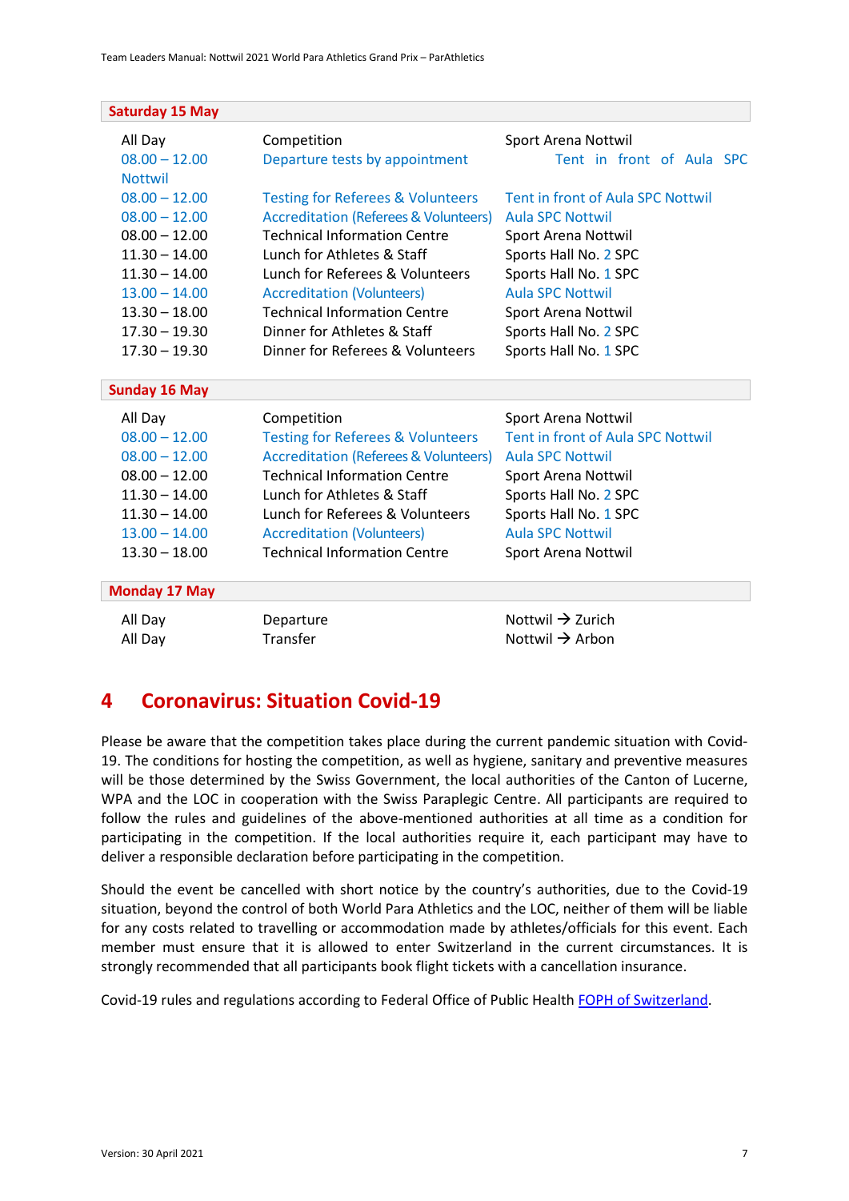| Saturday 15 May | | |
|---|---|---|
| All Day | Competition | Sport Arena Nottwil |
| 08.00 – 12.00 | Departure tests by appointment | Tent in front of Aula SPC Nottwil |
| 08.00 – 12.00 | Testing for Referees & Volunteers | Tent in front of Aula SPC Nottwil |
| 08.00 – 12.00 | Accreditation (Referees & Volunteers) | Aula SPC Nottwil |
| 08.00 – 12.00 | Technical Information Centre | Sport Arena Nottwil |
| 11.30 – 14.00 | Lunch for Athletes & Staff | Sports Hall No. 2 SPC |
| 11.30 – 14.00 | Lunch for Referees & Volunteers | Sports Hall No. 1 SPC |
| 13.00 – 14.00 | Accreditation (Volunteers) | Aula SPC Nottwil |
| 13.30 – 18.00 | Technical Information Centre | Sport Arena Nottwil |
| 17.30 – 19.30 | Dinner for Athletes & Staff | Sports Hall No. 2 SPC |
| 17.30 – 19.30 | Dinner for Referees & Volunteers | Sports Hall No. 1 SPC |

| Sunday 16 May | | |
|---|---|---|
| All Day | Competition | Sport Arena Nottwil |
| 08.00 – 12.00 | Testing for Referees & Volunteers | Tent in front of Aula SPC Nottwil |
| 08.00 – 12.00 | Accreditation (Referees & Volunteers) | Aula SPC Nottwil |
| 08.00 – 12.00 | Technical Information Centre | Sport Arena Nottwil |
| 11.30 – 14.00 | Lunch for Athletes & Staff | Sports Hall No. 2 SPC |
| 11.30 – 14.00 | Lunch for Referees & Volunteers | Sports Hall No. 1 SPC |
| 13.00 – 14.00 | Accreditation (Volunteers) | Aula SPC Nottwil |
| 13.30 – 18.00 | Technical Information Centre | Sport Arena Nottwil |

| Monday 17 May | | |
|---|---|---|
| All Day | Departure | Nottwil → Zurich |
| All Day | Transfer | Nottwil → Arbon |

# 4 Coronavirus: Situation Covid-19

Please be aware that the competition takes place during the current pandemic situation with Covid-19. The conditions for hosting the competition, as well as hygiene, sanitary and preventive measures will be those determined by the Swiss Government, the local authorities of the Canton of Lucerne, WPA and the LOC in cooperation with the Swiss Paraplegic Centre. All participants are required to follow the rules and guidelines of the above-mentioned authorities at all time as a condition for participating in the competition. If the local authorities require it, each participant may have to deliver a responsible declaration before participating in the competition.

Should the event be cancelled with short notice by the country's authorities, due to the Covid-19 situation, beyond the control of both World Para Athletics and the LOC, neither of them will be liable for any costs related to travelling or accommodation made by athletes/officials for this event. Each member must ensure that it is allowed to enter Switzerland in the current circumstances. It is strongly recommended that all participants book flight tickets with a cancellation insurance.

Covid-19 rules and regulations according to Federal Office of Public Health FOPH of Switzerland.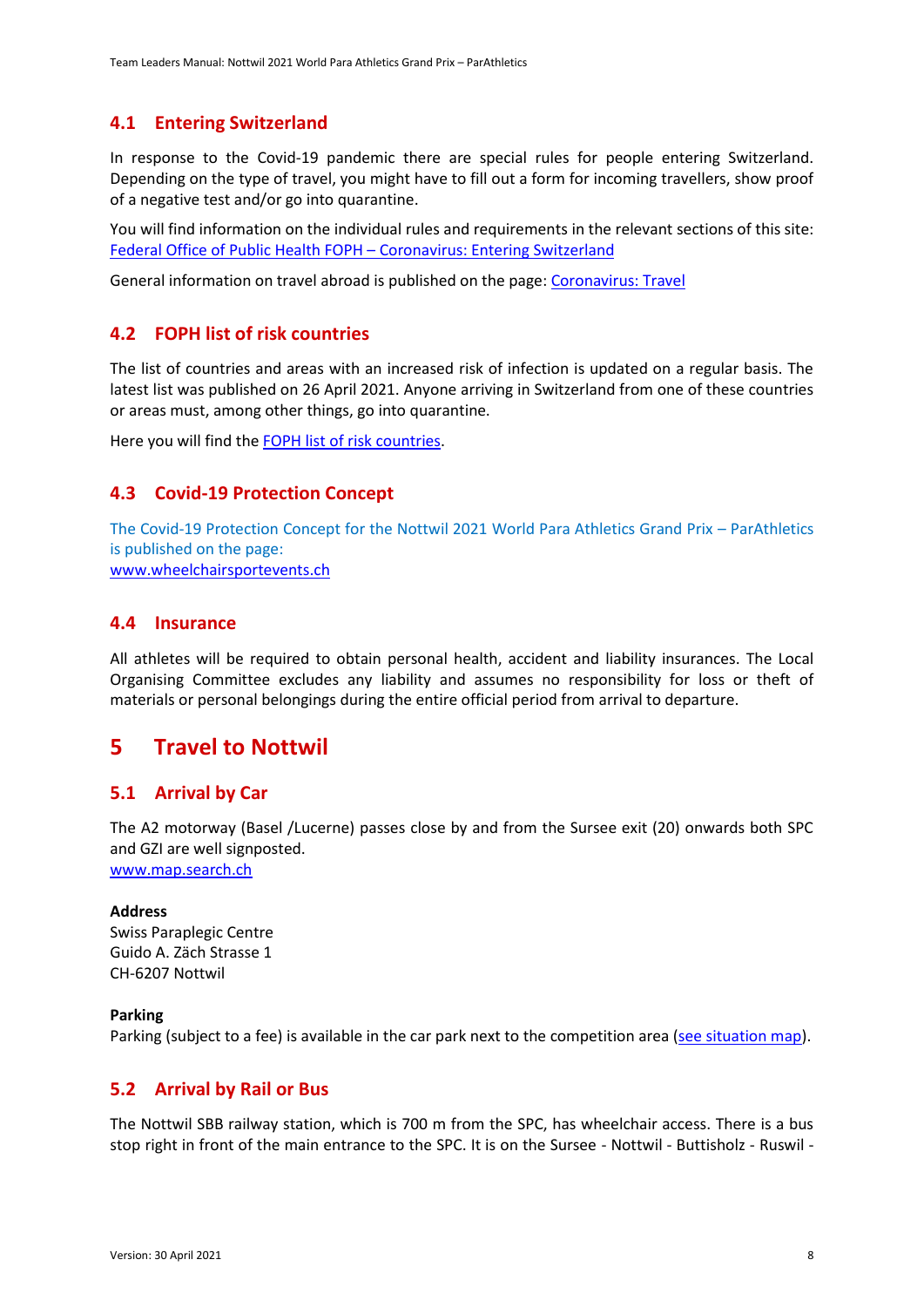## 4.1 Entering Switzerland

In response to the Covid-19 pandemic there are special rules for people entering Switzerland. Depending on the type of travel, you might have to fill out a form for incoming travellers, show proof of a negative test and/or go into quarantine.

You will find information on the individual rules and requirements in the relevant sections of this site: [Federal Office of Public Health FOPH – Coronavirus: Entering Switzerland]

General information on travel abroad is published on the page: [Coronavirus: Travel]

## 4.2 FOPH list of risk countries

The list of countries and areas with an increased risk of infection is updated on a regular basis. The latest list was published on 26 April 2021. Anyone arriving in Switzerland from one of these countries or areas must, among other things, go into quarantine.

Here you will find the [FOPH list of risk countries].

## 4.3 Covid-19 Protection Concept

The Covid-19 Protection Concept for the Nottwil 2021 World Para Athletics Grand Prix – ParAthletics is published on the page:
www.wheelchairsportevents.ch

## 4.4 Insurance

All athletes will be required to obtain personal health, accident and liability insurances. The Local Organising Committee excludes any liability and assumes no responsibility for loss or theft of materials or personal belongings during the entire official period from arrival to departure.

# 5 Travel to Nottwil

## 5.1 Arrival by Car

The A2 motorway (Basel /Lucerne) passes close by and from the Sursee exit (20) onwards both SPC and GZI are well signposted.
www.map.search.ch

**Address**
Swiss Paraplegic Centre
Guido A. Zäch Strasse 1
CH-6207 Nottwil

**Parking**
Parking (subject to a fee) is available in the car park next to the competition area ([see situation map]).

## 5.2 Arrival by Rail or Bus

The Nottwil SBB railway station, which is 700 m from the SPC, has wheelchair access. There is a bus stop right in front of the main entrance to the SPC. It is on the Sursee - Nottwil - Buttisholz - Ruswil -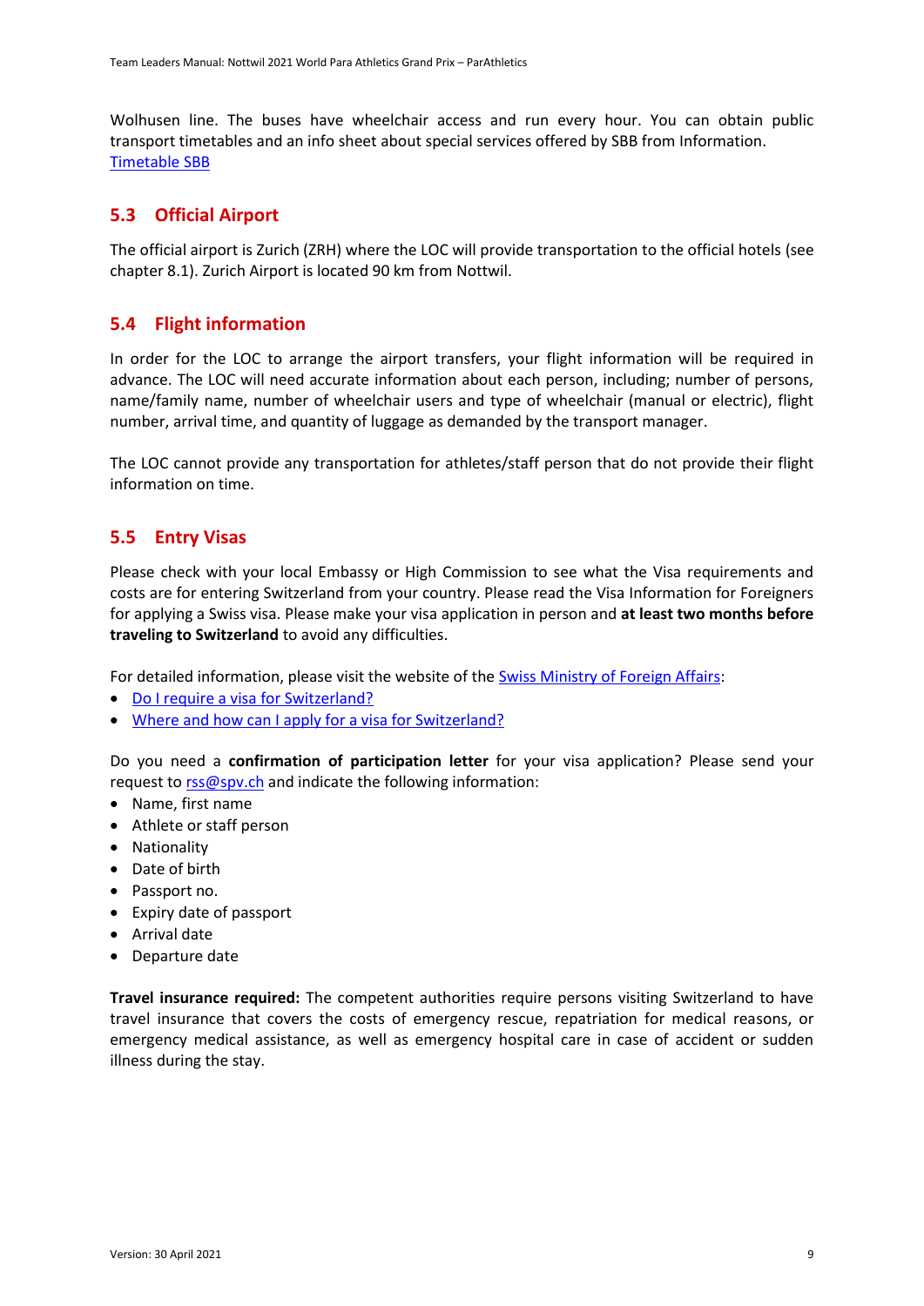Wolhusen line. The buses have wheelchair access and run every hour. You can obtain public transport timetables and an info sheet about special services offered by SBB from Information. [Timetable SBB]

## 5.3 Official Airport

The official airport is Zurich (ZRH) where the LOC will provide transportation to the official hotels (see chapter 8.1). Zurich Airport is located 90 km from Nottwil.

## 5.4 Flight information

In order for the LOC to arrange the airport transfers, your flight information will be required in advance. The LOC will need accurate information about each person, including; number of persons, name/family name, number of wheelchair users and type of wheelchair (manual or electric), flight number, arrival time, and quantity of luggage as demanded by the transport manager.

The LOC cannot provide any transportation for athletes/staff person that do not provide their flight information on time.

## 5.5 Entry Visas

Please check with your local Embassy or High Commission to see what the Visa requirements and costs are for entering Switzerland from your country. Please read the Visa Information for Foreigners for applying a Swiss visa. Please make your visa application in person and **at least two months before traveling to Switzerland** to avoid any difficulties.

For detailed information, please visit the website of the Swiss Ministry of Foreign Affairs:

- Do I require a visa for Switzerland?
- Where and how can I apply for a visa for Switzerland?

Do you need a **confirmation of participation letter** for your visa application? Please send your request to rss@spv.ch and indicate the following information:

- Name, first name
- Athlete or staff person
- Nationality
- Date of birth
- Passport no.
- Expiry date of passport
- Arrival date
- Departure date

**Travel insurance required:** The competent authorities require persons visiting Switzerland to have travel insurance that covers the costs of emergency rescue, repatriation for medical reasons, or emergency medical assistance, as well as emergency hospital care in case of accident or sudden illness during the stay.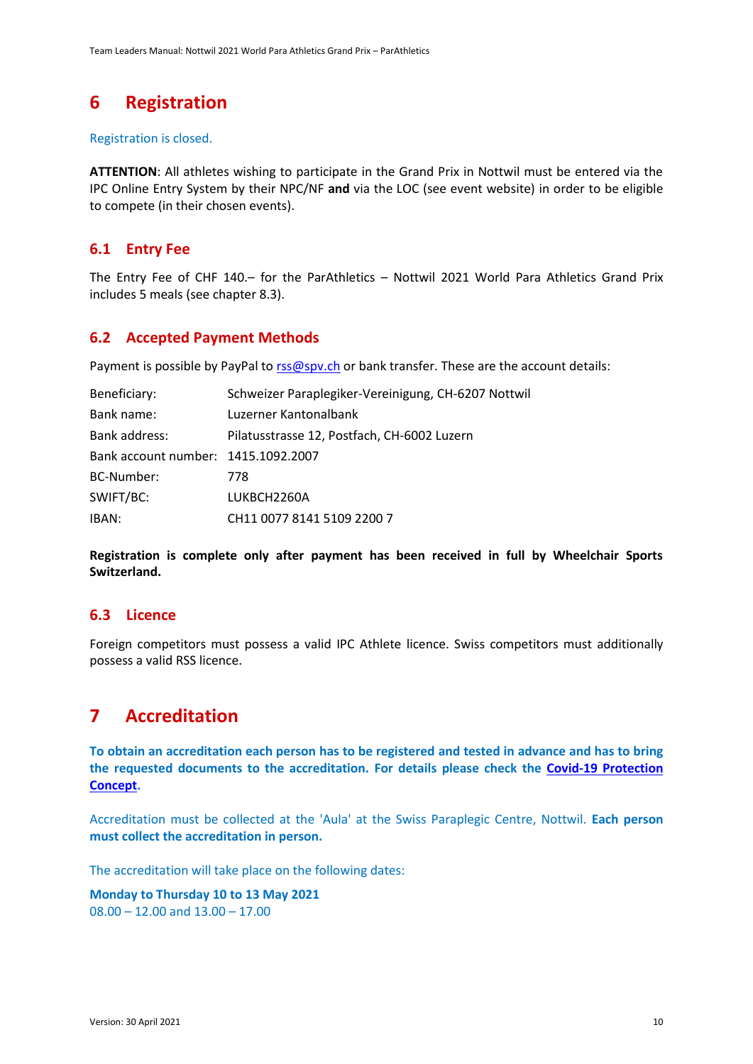# 6 Registration

Registration is closed.

**ATTENTION**: All athletes wishing to participate in the Grand Prix in Nottwil must be entered via the IPC Online Entry System by their NPC/NF **and** via the LOC (see event website) in order to be eligible to compete (in their chosen events).

## 6.1 Entry Fee

The Entry Fee of CHF 140.– for the ParAthletics – Nottwil 2021 World Para Athletics Grand Prix includes 5 meals (see chapter 8.3).

## 6.2 Accepted Payment Methods

Payment is possible by PayPal to rss@spv.ch or bank transfer. These are the account details:

| | |
|---|---|
| Beneficiary: | Schweizer Paraplegiker-Vereinigung, CH-6207 Nottwil |
| Bank name: | Luzerner Kantonalbank |
| Bank address: | Pilatusstrasse 12, Postfach, CH-6002 Luzern |
| Bank account number: | 1415.1092.2007 |
| BC-Number: | 778 |
| SWIFT/BC: | LUKBCH2260A |
| IBAN: | CH11 0077 8141 5109 2200 7 |

**Registration is complete only after payment has been received in full by Wheelchair Sports Switzerland.**

## 6.3 Licence

Foreign competitors must possess a valid IPC Athlete licence. Swiss competitors must additionally possess a valid RSS licence.

# 7 Accreditation

**To obtain an accreditation each person has to be registered and tested in advance and has to bring the requested documents to the accreditation. For details please check the Covid-19 Protection Concept.**

Accreditation must be collected at the 'Aula' at the Swiss Paraplegic Centre, Nottwil. **Each person must collect the accreditation in person.**

The accreditation will take place on the following dates:

**Monday to Thursday 10 to 13 May 2021**
08.00 – 12.00 and 13.00 – 17.00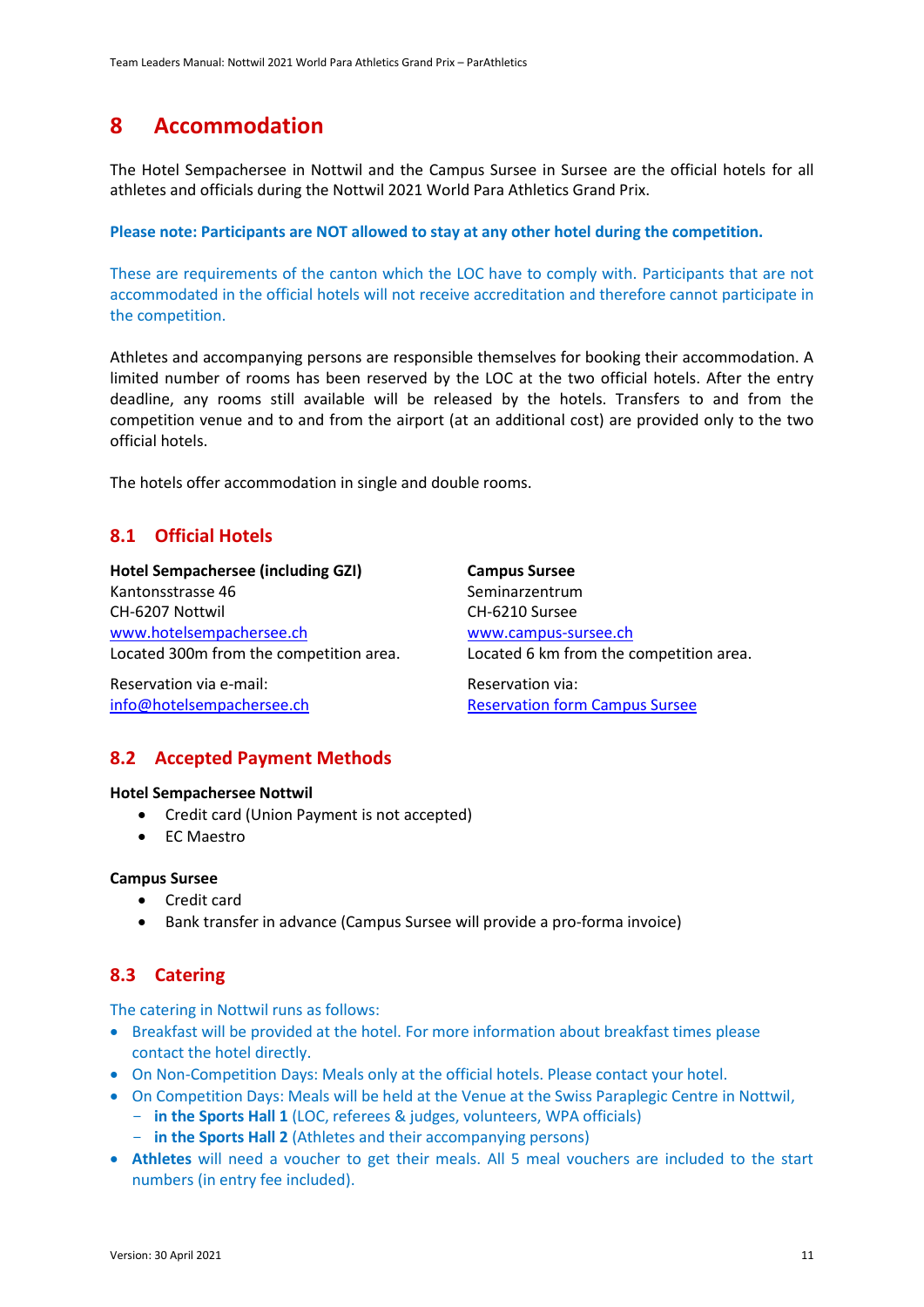# 8 Accommodation

The Hotel Sempachersee in Nottwil and the Campus Sursee in Sursee are the official hotels for all athletes and officials during the Nottwil 2021 World Para Athletics Grand Prix.

**Please note: Participants are NOT allowed to stay at any other hotel during the competition.**

These are requirements of the canton which the LOC have to comply with. Participants that are not accommodated in the official hotels will not receive accreditation and therefore cannot participate in the competition.

Athletes and accompanying persons are responsible themselves for booking their accommodation. A limited number of rooms has been reserved by the LOC at the two official hotels. After the entry deadline, any rooms still available will be released by the hotels. Transfers to and from the competition venue and to and from the airport (at an additional cost) are provided only to the two official hotels.

The hotels offer accommodation in single and double rooms.

## 8.1 Official Hotels

**Hotel Sempachersee (including GZI)**
Kantonsstrasse 46
CH-6207 Nottwil
www.hotelsempachersee.ch
Located 300m from the competition area.

Reservation via e-mail:
info@hotelsempachersee.ch

**Campus Sursee**
Seminarzentrum
CH-6210 Sursee
www.campus-sursee.ch
Located 6 km from the competition area.

Reservation via:
Reservation form Campus Sursee

## 8.2 Accepted Payment Methods

**Hotel Sempachersee Nottwil**

- Credit card (Union Payment is not accepted)
- EC Maestro

**Campus Sursee**

- Credit card
- Bank transfer in advance (Campus Sursee will provide a pro-forma invoice)

## 8.3 Catering

The catering in Nottwil runs as follows:

- Breakfast will be provided at the hotel. For more information about breakfast times please contact the hotel directly.
- On Non-Competition Days: Meals only at the official hotels. Please contact your hotel.
- On Competition Days: Meals will be held at the Venue at the Swiss Paraplegic Centre in Nottwil,
  - **in the Sports Hall 1** (LOC, referees & judges, volunteers, WPA officials)
  - **in the Sports Hall 2** (Athletes and their accompanying persons)
- **Athletes** will need a voucher to get their meals. All 5 meal vouchers are included to the start numbers (in entry fee included).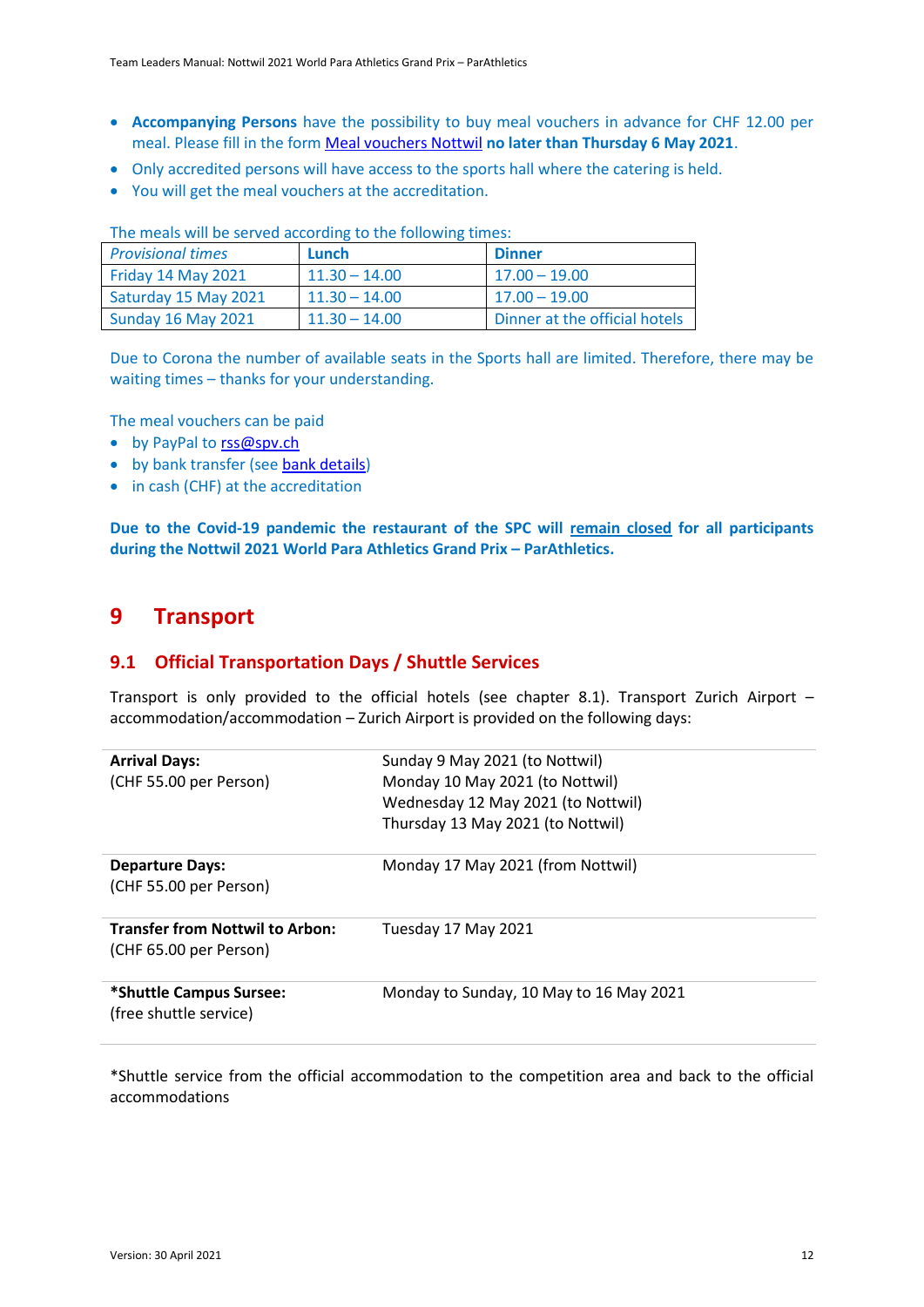- **Accompanying Persons** have the possibility to buy meal vouchers in advance for CHF 12.00 per meal. Please fill in the form Meal vouchers Nottwil **no later than Thursday 6 May 2021**.
- Only accredited persons will have access to the sports hall where the catering is held.
- You will get the meal vouchers at the accreditation.

The meals will be served according to the following times:

| *Provisional times* | **Lunch** | **Dinner** |
|---|---|---|
| Friday 14 May 2021 | 11.30 – 14.00 | 17.00 – 19.00 |
| Saturday 15 May 2021 | 11.30 – 14.00 | 17.00 – 19.00 |
| Sunday 16 May 2021 | 11.30 – 14.00 | Dinner at the official hotels |

Due to Corona the number of available seats in the Sports hall are limited. Therefore, there may be waiting times – thanks for your understanding.

The meal vouchers can be paid

- by PayPal to rss@spv.ch
- by bank transfer (see bank details)
- in cash (CHF) at the accreditation

**Due to the Covid-19 pandemic the restaurant of the SPC will remain closed for all participants during the Nottwil 2021 World Para Athletics Grand Prix – ParAthletics.**

# 9 Transport

## 9.1 Official Transportation Days / Shuttle Services

Transport is only provided to the official hotels (see chapter 8.1). Transport Zurich Airport – accommodation/accommodation – Zurich Airport is provided on the following days:

| | |
|---|---|
| **Arrival Days:**<br>(CHF 55.00 per Person) | Sunday 9 May 2021 (to Nottwil)<br>Monday 10 May 2021 (to Nottwil)<br>Wednesday 12 May 2021 (to Nottwil)<br>Thursday 13 May 2021 (to Nottwil) |
| **Departure Days:**<br>(CHF 55.00 per Person) | Monday 17 May 2021 (from Nottwil) |
| **Transfer from Nottwil to Arbon:**<br>(CHF 65.00 per Person) | Tuesday 17 May 2021 |
| ***Shuttle Campus Sursee:**<br>(free shuttle service) | Monday to Sunday, 10 May to 16 May 2021 |

*Shuttle service from the official accommodation to the competition area and back to the official accommodations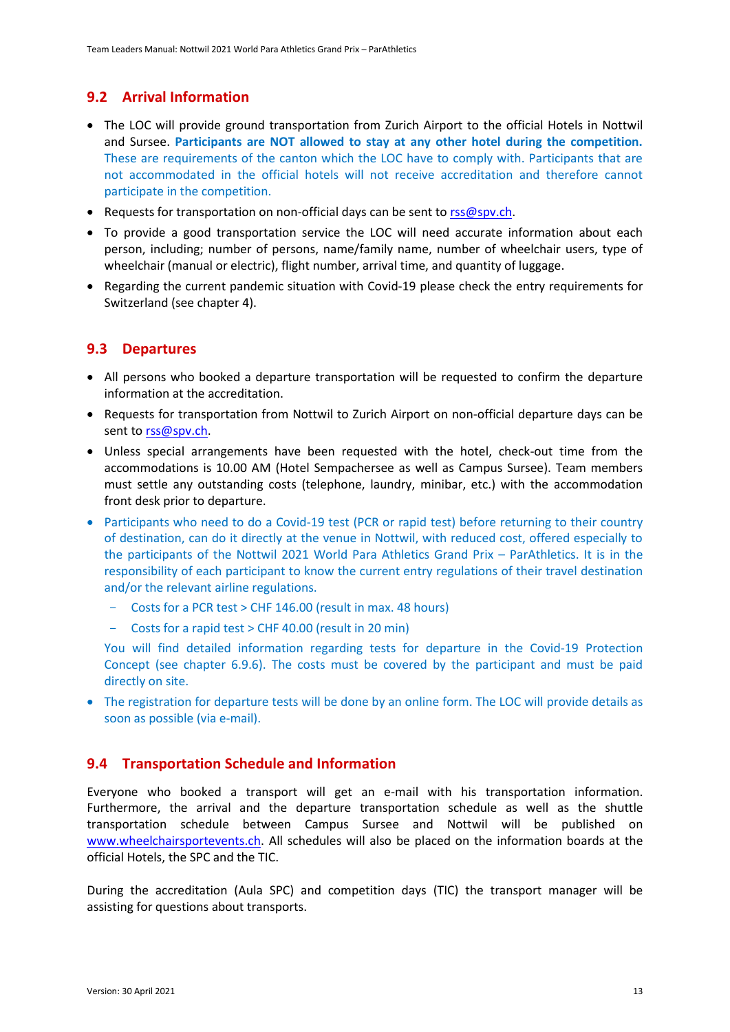## 9.2 Arrival Information

- The LOC will provide ground transportation from Zurich Airport to the official Hotels in Nottwil and Sursee. **Participants are NOT allowed to stay at any other hotel during the competition.** These are requirements of the canton which the LOC have to comply with. Participants that are not accommodated in the official hotels will not receive accreditation and therefore cannot participate in the competition.
- Requests for transportation on non-official days can be sent to rss@spv.ch.
- To provide a good transportation service the LOC will need accurate information about each person, including; number of persons, name/family name, number of wheelchair users, type of wheelchair (manual or electric), flight number, arrival time, and quantity of luggage.
- Regarding the current pandemic situation with Covid-19 please check the entry requirements for Switzerland (see chapter 4).

## 9.3 Departures

- All persons who booked a departure transportation will be requested to confirm the departure information at the accreditation.
- Requests for transportation from Nottwil to Zurich Airport on non-official departure days can be sent to rss@spv.ch.
- Unless special arrangements have been requested with the hotel, check-out time from the accommodations is 10.00 AM (Hotel Sempachersee as well as Campus Sursee). Team members must settle any outstanding costs (telephone, laundry, minibar, etc.) with the accommodation front desk prior to departure.
- Participants who need to do a Covid-19 test (PCR or rapid test) before returning to their country of destination, can do it directly at the venue in Nottwil, with reduced cost, offered especially to the participants of the Nottwil 2021 World Para Athletics Grand Prix – ParAthletics. It is in the responsibility of each participant to know the current entry regulations of their travel destination and/or the relevant airline regulations.
  - Costs for a PCR test > CHF 146.00 (result in max. 48 hours)
  - Costs for a rapid test > CHF 40.00 (result in 20 min)

  You will find detailed information regarding tests for departure in the Covid-19 Protection Concept (see chapter 6.9.6). The costs must be covered by the participant and must be paid directly on site.
- The registration for departure tests will be done by an online form. The LOC will provide details as soon as possible (via e-mail).

## 9.4 Transportation Schedule and Information

Everyone who booked a transport will get an e-mail with his transportation information. Furthermore, the arrival and the departure transportation schedule as well as the shuttle transportation schedule between Campus Sursee and Nottwil will be published on www.wheelchairsportevents.ch. All schedules will also be placed on the information boards at the official Hotels, the SPC and the TIC.

During the accreditation (Aula SPC) and competition days (TIC) the transport manager will be assisting for questions about transports.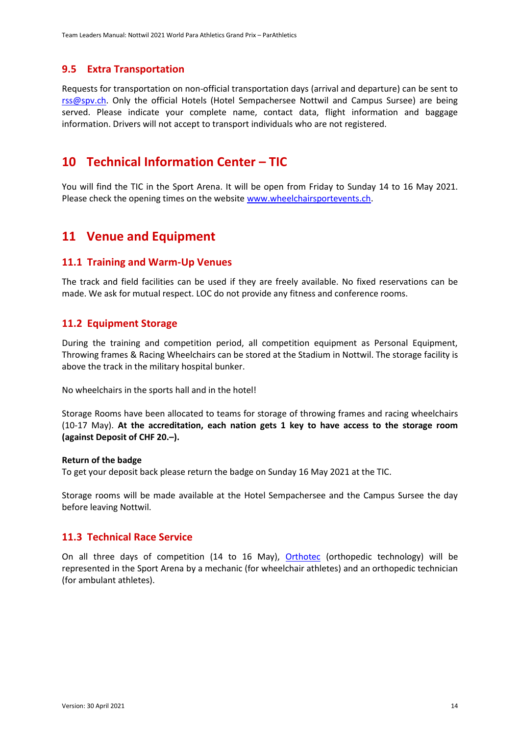### 9.5 Extra Transportation

Requests for transportation on non-official transportation days (arrival and departure) can be sent to rss@spv.ch. Only the official Hotels (Hotel Sempachersee Nottwil and Campus Sursee) are being served. Please indicate your complete name, contact data, flight information and baggage information. Drivers will not accept to transport individuals who are not registered.

## 10 Technical Information Center – TIC

You will find the TIC in the Sport Arena. It will be open from Friday to Sunday 14 to 16 May 2021. Please check the opening times on the website www.wheelchairsportevents.ch.

## 11 Venue and Equipment

### 11.1 Training and Warm-Up Venues

The track and field facilities can be used if they are freely available. No fixed reservations can be made. We ask for mutual respect. LOC do not provide any fitness and conference rooms.

### 11.2 Equipment Storage

During the training and competition period, all competition equipment as Personal Equipment, Throwing frames & Racing Wheelchairs can be stored at the Stadium in Nottwil. The storage facility is above the track in the military hospital bunker.

No wheelchairs in the sports hall and in the hotel!

Storage Rooms have been allocated to teams for storage of throwing frames and racing wheelchairs (10-17 May). **At the accreditation, each nation gets 1 key to have access to the storage room (against Deposit of CHF 20.–).**

**Return of the badge**
To get your deposit back please return the badge on Sunday 16 May 2021 at the TIC.

Storage rooms will be made available at the Hotel Sempachersee and the Campus Sursee the day before leaving Nottwil.

### 11.3 Technical Race Service

On all three days of competition (14 to 16 May), Orthotec (orthopedic technology) will be represented in the Sport Arena by a mechanic (for wheelchair athletes) and an orthopedic technician (for ambulant athletes).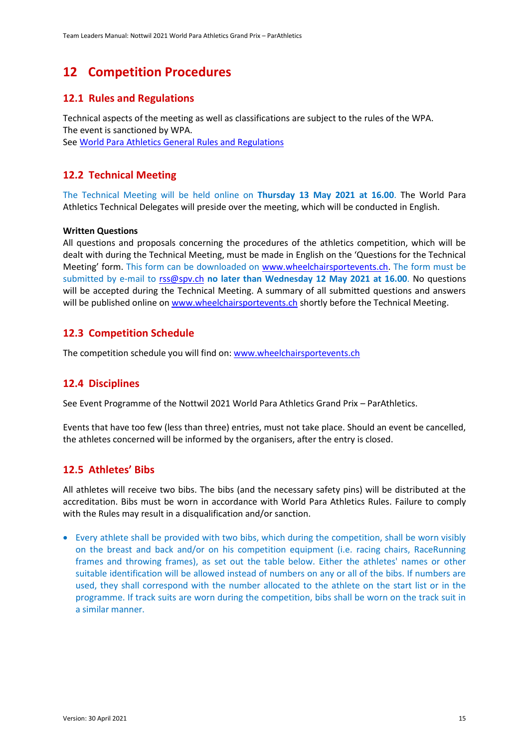# 12 Competition Procedures

## 12.1 Rules and Regulations

Technical aspects of the meeting as well as classifications are subject to the rules of the WPA. The event is sanctioned by WPA.
See World Para Athletics General Rules and Regulations

## 12.2 Technical Meeting

The Technical Meeting will be held online on **Thursday 13 May 2021 at 16.00**. The World Para Athletics Technical Delegates will preside over the meeting, which will be conducted in English.

**Written Questions**
All questions and proposals concerning the procedures of the athletics competition, which will be dealt with during the Technical Meeting, must be made in English on the 'Questions for the Technical Meeting' form. This form can be downloaded on www.wheelchairsportevents.ch. The form must be submitted by e-mail to rss@spv.ch **no later than Wednesday 12 May 2021 at 16.00**. No questions will be accepted during the Technical Meeting. A summary of all submitted questions and answers will be published online on www.wheelchairsportevents.ch shortly before the Technical Meeting.

## 12.3 Competition Schedule

The competition schedule you will find on: www.wheelchairsportevents.ch

## 12.4 Disciplines

See Event Programme of the Nottwil 2021 World Para Athletics Grand Prix – ParAthletics.

Events that have too few (less than three) entries, must not take place. Should an event be cancelled, the athletes concerned will be informed by the organisers, after the entry is closed.

## 12.5 Athletes' Bibs

All athletes will receive two bibs. The bibs (and the necessary safety pins) will be distributed at the accreditation. Bibs must be worn in accordance with World Para Athletics Rules. Failure to comply with the Rules may result in a disqualification and/or sanction.

- Every athlete shall be provided with two bibs, which during the competition, shall be worn visibly on the breast and back and/or on his competition equipment (i.e. racing chairs, RaceRunning frames and throwing frames), as set out the table below. Either the athletes' names or other suitable identification will be allowed instead of numbers on any or all of the bibs. If numbers are used, they shall correspond with the number allocated to the athlete on the start list or in the programme. If track suits are worn during the competition, bibs shall be worn on the track suit in a similar manner.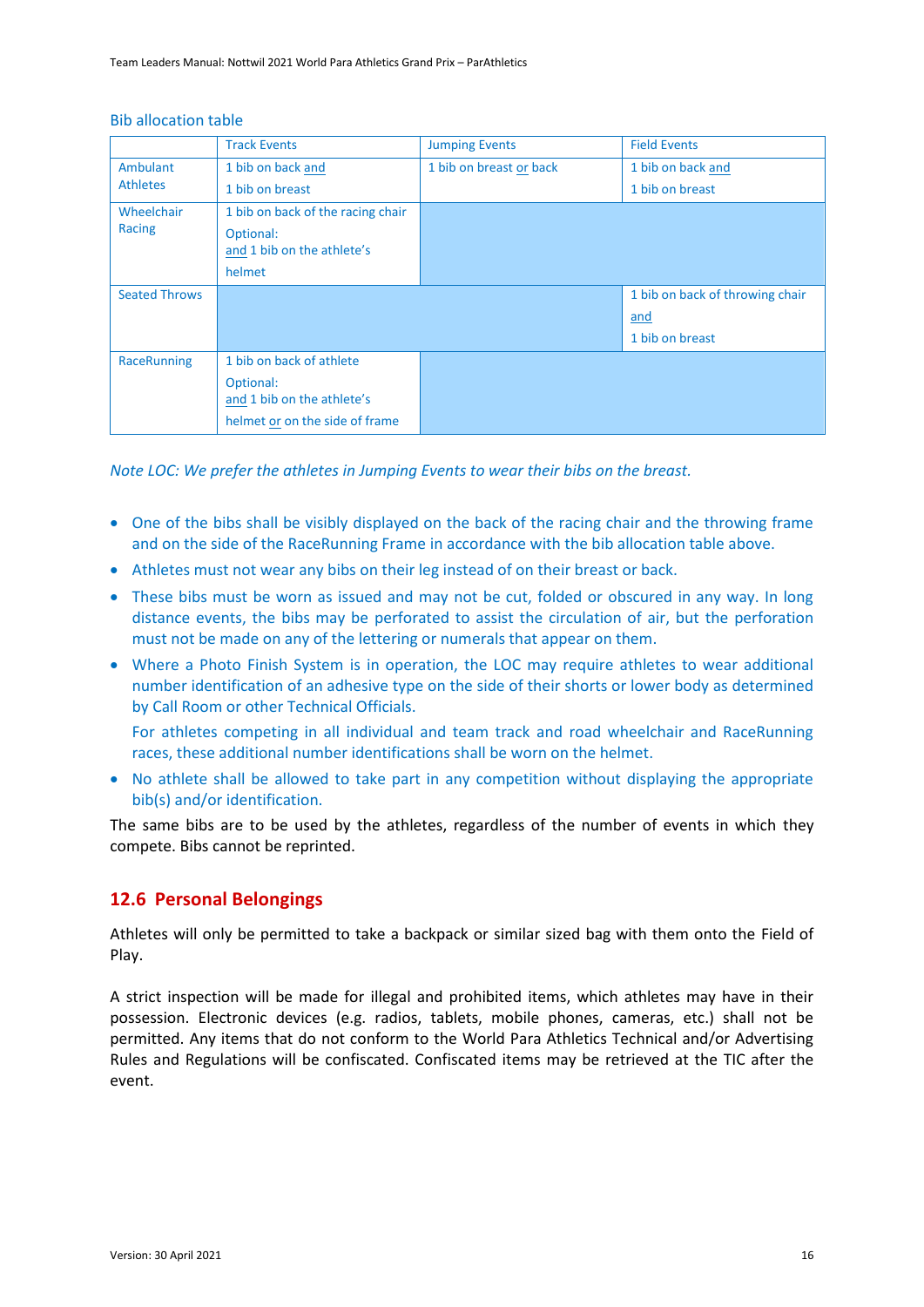### Bib allocation table

| | Track Events | Jumping Events | Field Events |
|---|---|---|---|
| Ambulant Athletes | 1 bib on back and 1 bib on breast | 1 bib on breast or back | 1 bib on back and 1 bib on breast |
| Wheelchair Racing | 1 bib on back of the racing chair Optional: and 1 bib on the athlete's helmet | | |
| Seated Throws | | | 1 bib on back of throwing chair and 1 bib on breast |
| RaceRunning | 1 bib on back of athlete Optional: and 1 bib on the athlete's helmet or on the side of frame | | |

*Note LOC: We prefer the athletes in Jumping Events to wear their bibs on the breast.*

- One of the bibs shall be visibly displayed on the back of the racing chair and the throwing frame and on the side of the RaceRunning Frame in accordance with the bib allocation table above.
- Athletes must not wear any bibs on their leg instead of on their breast or back.
- These bibs must be worn as issued and may not be cut, folded or obscured in any way. In long distance events, the bibs may be perforated to assist the circulation of air, but the perforation must not be made on any of the lettering or numerals that appear on them.
- Where a Photo Finish System is in operation, the LOC may require athletes to wear additional number identification of an adhesive type on the side of their shorts or lower body as determined by Call Room or other Technical Officials.

  For athletes competing in all individual and team track and road wheelchair and RaceRunning races, these additional number identifications shall be worn on the helmet.
- No athlete shall be allowed to take part in any competition without displaying the appropriate bib(s) and/or identification.

The same bibs are to be used by the athletes, regardless of the number of events in which they compete. Bibs cannot be reprinted.

## 12.6 Personal Belongings

Athletes will only be permitted to take a backpack or similar sized bag with them onto the Field of Play.

A strict inspection will be made for illegal and prohibited items, which athletes may have in their possession. Electronic devices (e.g. radios, tablets, mobile phones, cameras, etc.) shall not be permitted. Any items that do not conform to the World Para Athletics Technical and/or Advertising Rules and Regulations will be confiscated. Confiscated items may be retrieved at the TIC after the event.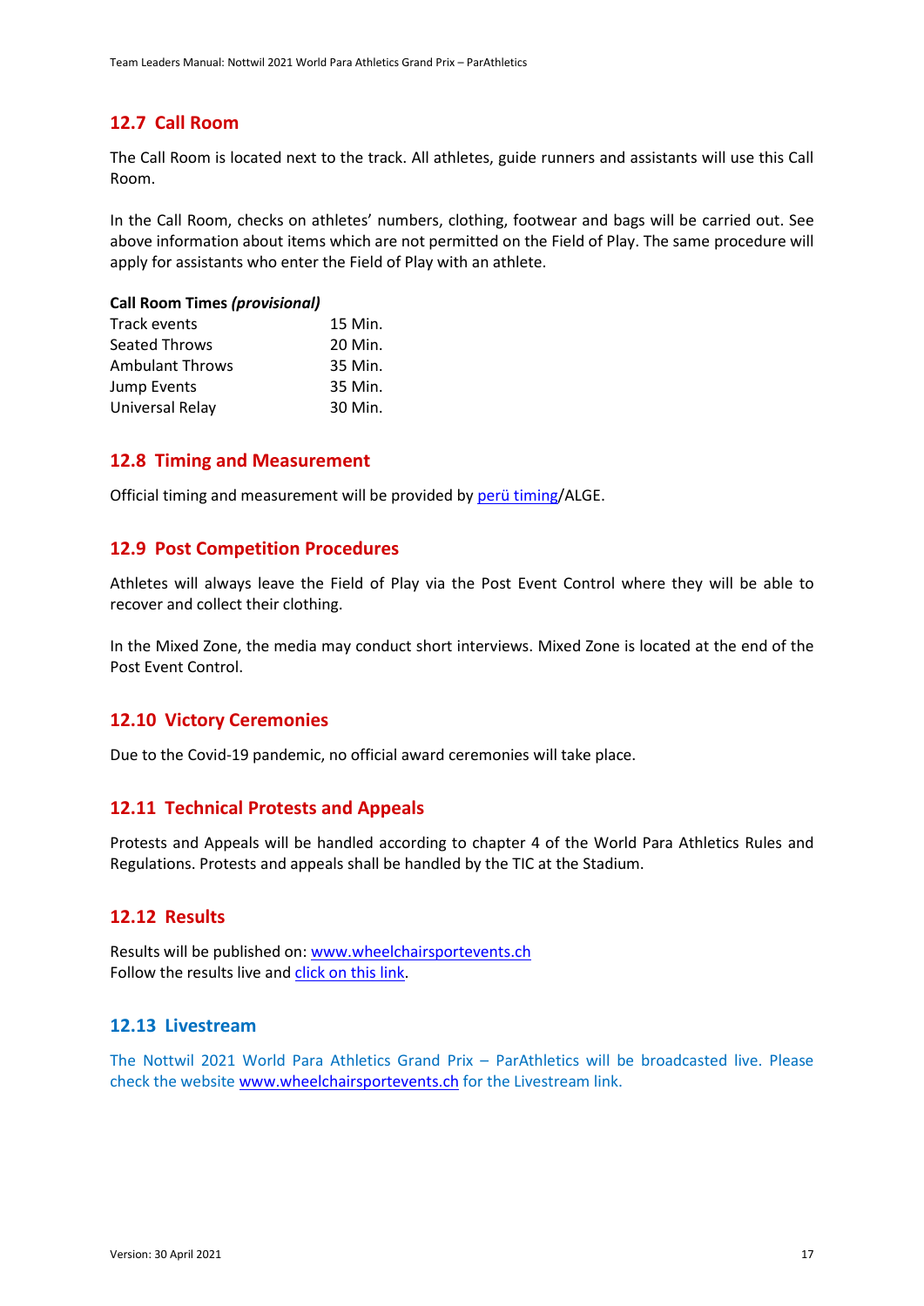## 12.7 Call Room

The Call Room is located next to the track. All athletes, guide runners and assistants will use this Call Room.

In the Call Room, checks on athletes' numbers, clothing, footwear and bags will be carried out. See above information about items which are not permitted on the Field of Play. The same procedure will apply for assistants who enter the Field of Play with an athlete.

**Call Room Times *(provisional)***

| | |
|---|---|
| Track events | 15 Min. |
| Seated Throws | 20 Min. |
| Ambulant Throws | 35 Min. |
| Jump Events | 35 Min. |
| Universal Relay | 30 Min. |

## 12.8 Timing and Measurement

Official timing and measurement will be provided by perü timing/ALGE.

## 12.9 Post Competition Procedures

Athletes will always leave the Field of Play via the Post Event Control where they will be able to recover and collect their clothing.

In the Mixed Zone, the media may conduct short interviews. Mixed Zone is located at the end of the Post Event Control.

## 12.10 Victory Ceremonies

Due to the Covid-19 pandemic, no official award ceremonies will take place.

## 12.11 Technical Protests and Appeals

Protests and Appeals will be handled according to chapter 4 of the World Para Athletics Rules and Regulations. Protests and appeals shall be handled by the TIC at the Stadium.

## 12.12 Results

Results will be published on: www.wheelchairsportevents.ch
Follow the results live and click on this link.

## 12.13 Livestream

The Nottwil 2021 World Para Athletics Grand Prix – ParAthletics will be broadcasted live. Please check the website www.wheelchairsportevents.ch for the Livestream link.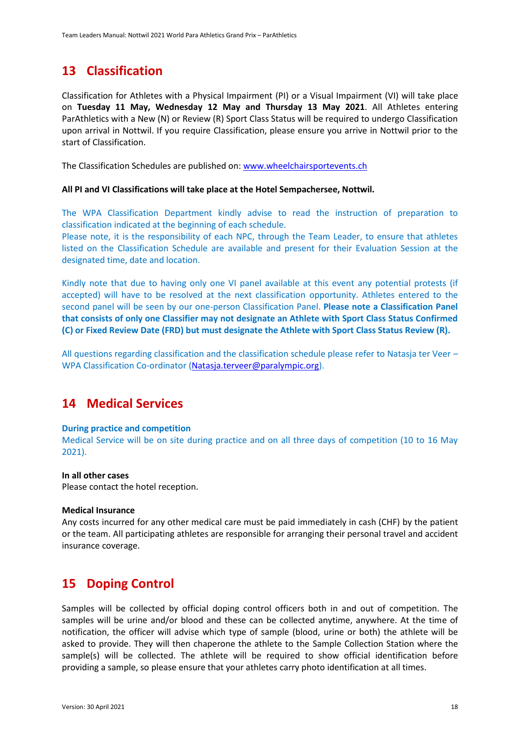# 13 Classification

Classification for Athletes with a Physical Impairment (PI) or a Visual Impairment (VI) will take place on **Tuesday 11 May, Wednesday 12 May and Thursday 13 May 2021**. All Athletes entering ParAthletics with a New (N) or Review (R) Sport Class Status will be required to undergo Classification upon arrival in Nottwil. If you require Classification, please ensure you arrive in Nottwil prior to the start of Classification.

The Classification Schedules are published on: www.wheelchairsportevents.ch

**All PI and VI Classifications will take place at the Hotel Sempachersee, Nottwil.**

The WPA Classification Department kindly advise to read the instruction of preparation to classification indicated at the beginning of each schedule.
Please note, it is the responsibility of each NPC, through the Team Leader, to ensure that athletes listed on the Classification Schedule are available and present for their Evaluation Session at the designated time, date and location.

Kindly note that due to having only one VI panel available at this event any potential protests (if accepted) will have to be resolved at the next classification opportunity. Athletes entered to the second panel will be seen by our one-person Classification Panel. **Please note a Classification Panel that consists of only one Classifier may not designate an Athlete with Sport Class Status Confirmed (C) or Fixed Review Date (FRD) but must designate the Athlete with Sport Class Status Review (R).**

All questions regarding classification and the classification schedule please refer to Natasja ter Veer – WPA Classification Co-ordinator (Natasja.terveer@paralympic.org).

# 14 Medical Services

**During practice and competition**
Medical Service will be on site during practice and on all three days of competition (10 to 16 May 2021).

**In all other cases**
Please contact the hotel reception.

**Medical Insurance**
Any costs incurred for any other medical care must be paid immediately in cash (CHF) by the patient or the team. All participating athletes are responsible for arranging their personal travel and accident insurance coverage.

# 15 Doping Control

Samples will be collected by official doping control officers both in and out of competition. The samples will be urine and/or blood and these can be collected anytime, anywhere. At the time of notification, the officer will advise which type of sample (blood, urine or both) the athlete will be asked to provide. They will then chaperone the athlete to the Sample Collection Station where the sample(s) will be collected. The athlete will be required to show official identification before providing a sample, so please ensure that your athletes carry photo identification at all times.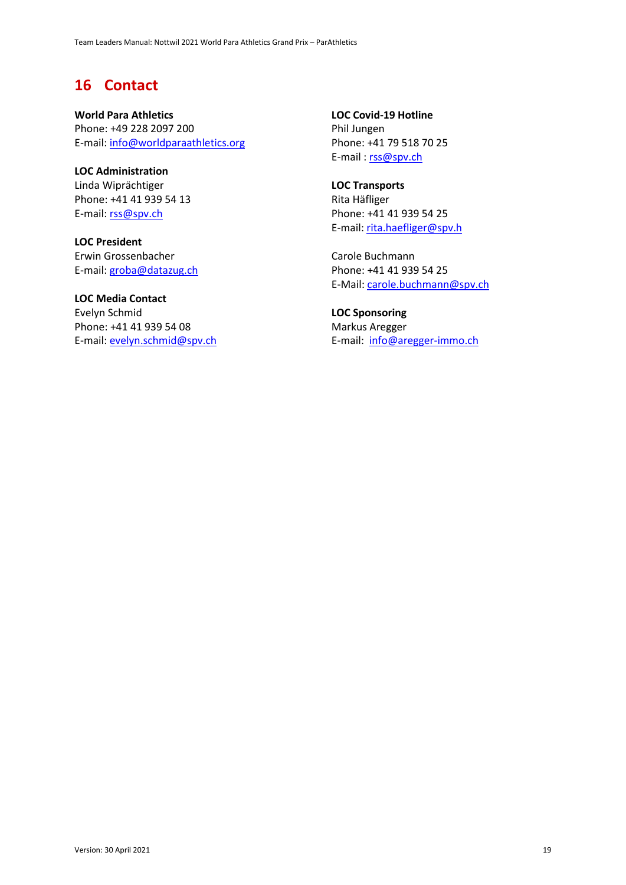# 16 Contact

**World Para Athletics**
Phone: +49 228 2097 200
E-mail: info@worldparaathletics.org

**LOC Administration**
Linda Wiprächtiger
Phone: +41 41 939 54 13
E-mail: rss@spv.ch

**LOC President**
Erwin Grossenbacher
E-mail: groba@datazug.ch

**LOC Media Contact**
Evelyn Schmid
Phone: +41 41 939 54 08
E-mail: evelyn.schmid@spv.ch

**LOC Covid-19 Hotline**
Phil Jungen
Phone: +41 79 518 70 25
E-mail : rss@spv.ch

**LOC Transports**
Rita Häfliger
Phone: +41 41 939 54 25
E-mail: rita.haefliger@spv.h

Carole Buchmann
Phone: +41 41 939 54 25
E-Mail: carole.buchmann@spv.ch

**LOC Sponsoring**
Markus Aregger
E-mail: info@aregger-immo.ch